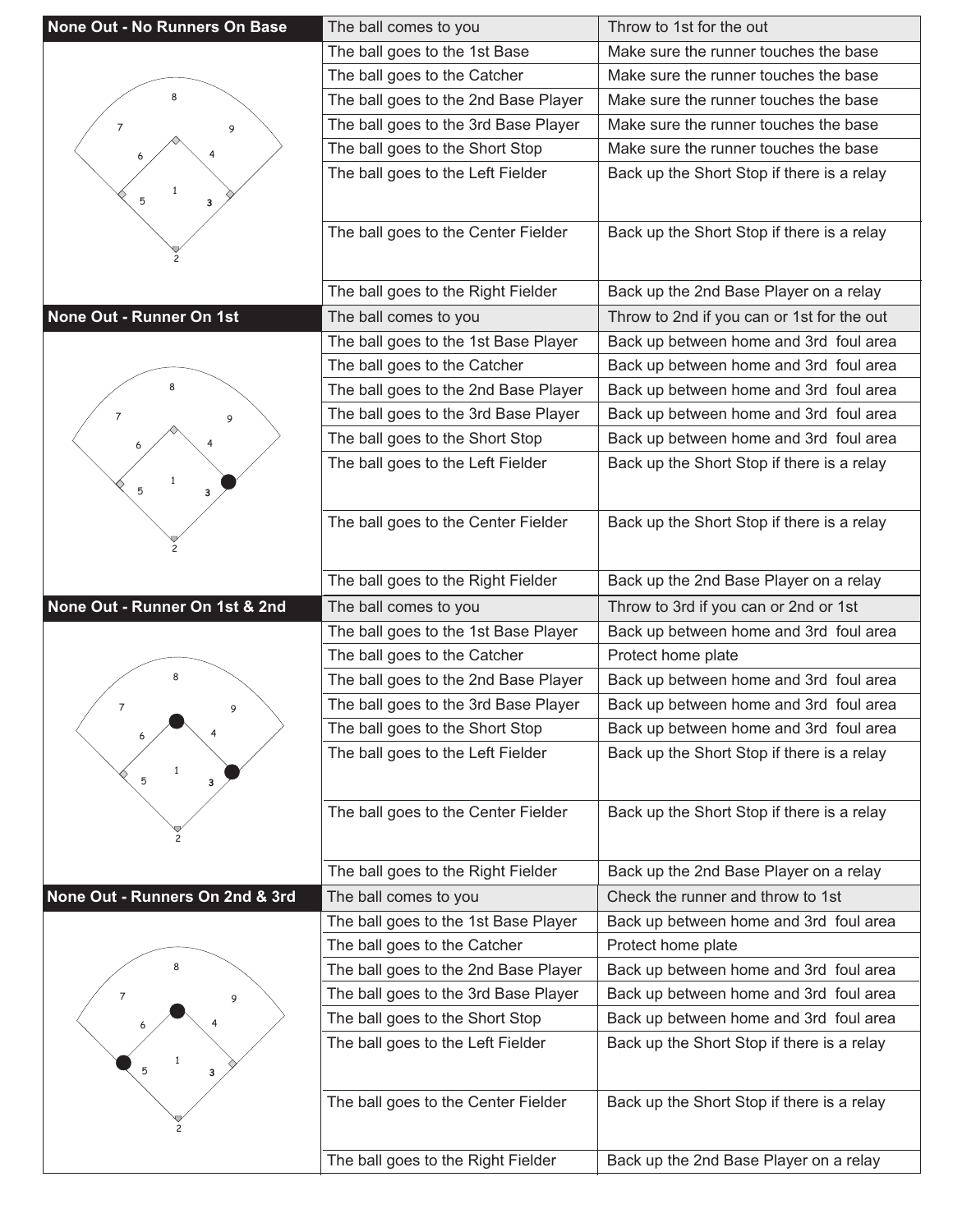## None Out - No Runners On Base

| Situation | Action |
| --- | --- |
| The ball comes to you | Throw to 1st for the out |
| The ball goes to the 1st Base | Make sure the runner touches the base |
| The ball goes to the Catcher | Make sure the runner touches the base |
| The ball goes to the 2nd Base Player | Make sure the runner touches the base |
| The ball goes to the 3rd Base Player | Make sure the runner touches the base |
| The ball goes to the Short Stop | Make sure the runner touches the base |
| The ball goes to the Left Fielder | Back up the Short Stop if there is a relay |
| The ball goes to the Center Fielder | Back up the Short Stop if there is a relay |
| The ball goes to the Right Fielder | Back up the 2nd Base Player on a relay |

## None Out - Runner On 1st

| Situation | Action |
| --- | --- |
| The ball comes to you | Throw to 2nd if you can or 1st for the out |
| The ball goes to the 1st Base Player | Back up between home and 3rd foul area |
| The ball goes to the Catcher | Back up between home and 3rd foul area |
| The ball goes to the 2nd Base Player | Back up between home and 3rd foul area |
| The ball goes to the 3rd Base Player | Back up between home and 3rd foul area |
| The ball goes to the Short Stop | Back up between home and 3rd foul area |
| The ball goes to the Left Fielder | Back up the Short Stop if there is a relay |
| The ball goes to the Center Fielder | Back up the Short Stop if there is a relay |
| The ball goes to the Right Fielder | Back up the 2nd Base Player on a relay |

## None Out - Runner On 1st & 2nd

| Situation | Action |
| --- | --- |
| The ball comes to you | Throw to 3rd if you can or 2nd or 1st |
| The ball goes to the 1st Base Player | Back up between home and 3rd foul area |
| The ball goes to the Catcher | Protect home plate |
| The ball goes to the 2nd Base Player | Back up between home and 3rd foul area |
| The ball goes to the 3rd Base Player | Back up between home and 3rd foul area |
| The ball goes to the Short Stop | Back up between home and 3rd foul area |
| The ball goes to the Left Fielder | Back up the Short Stop if there is a relay |
| The ball goes to the Center Fielder | Back up the Short Stop if there is a relay |
| The ball goes to the Right Fielder | Back up the 2nd Base Player on a relay |

## None Out - Runners On 2nd & 3rd

| Situation | Action |
| --- | --- |
| The ball comes to you | Check the runner and throw to 1st |
| The ball goes to the 1st Base Player | Back up between home and 3rd foul area |
| The ball goes to the Catcher | Protect home plate |
| The ball goes to the 2nd Base Player | Back up between home and 3rd foul area |
| The ball goes to the 3rd Base Player | Back up between home and 3rd foul area |
| The ball goes to the Short Stop | Back up between home and 3rd foul area |
| The ball goes to the Left Fielder | Back up the Short Stop if there is a relay |
| The ball goes to the Center Fielder | Back up the Short Stop if there is a relay |
| The ball goes to the Right Fielder | Back up the 2nd Base Player on a relay |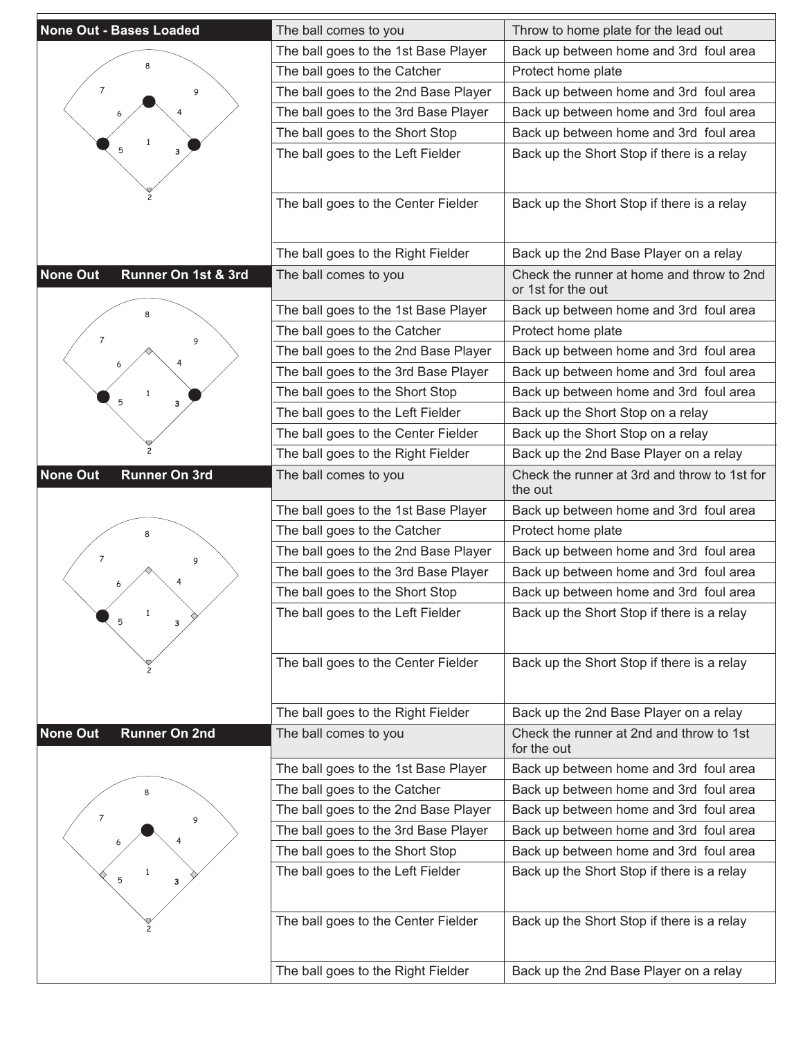| None Out - Bases Loaded | | |
|---|---|---|
| | The ball comes to you | Throw to home plate for the lead out |
| | The ball goes to the 1st Base Player | Back up between home and 3rd foul area |
| | The ball goes to the Catcher | Protect home plate |
| | The ball goes to the 2nd Base Player | Back up between home and 3rd foul area |
| | The ball goes to the 3rd Base Player | Back up between home and 3rd foul area |
| | The ball goes to the Short Stop | Back up between home and 3rd foul area |
| | The ball goes to the Left Fielder | Back up the Short Stop if there is a relay |
| | The ball goes to the Center Fielder | Back up the Short Stop if there is a relay |
| | The ball goes to the Right Fielder | Back up the 2nd Base Player on a relay |
| **None Out Runner On 1st & 3rd** | The ball comes to you | Check the runner at home and throw to 2nd or 1st for the out |
| | The ball goes to the 1st Base Player | Back up between home and 3rd foul area |
| | The ball goes to the Catcher | Protect home plate |
| | The ball goes to the 2nd Base Player | Back up between home and 3rd foul area |
| | The ball goes to the 3rd Base Player | Back up between home and 3rd foul area |
| | The ball goes to the Short Stop | Back up between home and 3rd foul area |
| | The ball goes to the Left Fielder | Back up the Short Stop on a relay |
| | The ball goes to the Center Fielder | Back up the Short Stop on a relay |
| | The ball goes to the Right Fielder | Back up the 2nd Base Player on a relay |
| **None Out Runner On 3rd** | The ball comes to you | Check the runner at 3rd and throw to 1st for the out |
| | The ball goes to the 1st Base Player | Back up between home and 3rd foul area |
| | The ball goes to the Catcher | Protect home plate |
| | The ball goes to the 2nd Base Player | Back up between home and 3rd foul area |
| | The ball goes to the 3rd Base Player | Back up between home and 3rd foul area |
| | The ball goes to the Short Stop | Back up between home and 3rd foul area |
| | The ball goes to the Left Fielder | Back up the Short Stop if there is a relay |
| | The ball goes to the Center Fielder | Back up the Short Stop if there is a relay |
| | The ball goes to the Right Fielder | Back up the 2nd Base Player on a relay |
| **None Out Runner On 2nd** | The ball comes to you | Check the runner at 2nd and throw to 1st for the out |
| | The ball goes to the 1st Base Player | Back up between home and 3rd foul area |
| | The ball goes to the Catcher | Back up between home and 3rd foul area |
| | The ball goes to the 2nd Base Player | Back up between home and 3rd foul area |
| | The ball goes to the 3rd Base Player | Back up between home and 3rd foul area |
| | The ball goes to the Short Stop | Back up between home and 3rd foul area |
| | The ball goes to the Left Fielder | Back up the Short Stop if there is a relay |
| | The ball goes to the Center Fielder | Back up the Short Stop if there is a relay |
| | The ball goes to the Right Fielder | Back up the 2nd Base Player on a relay |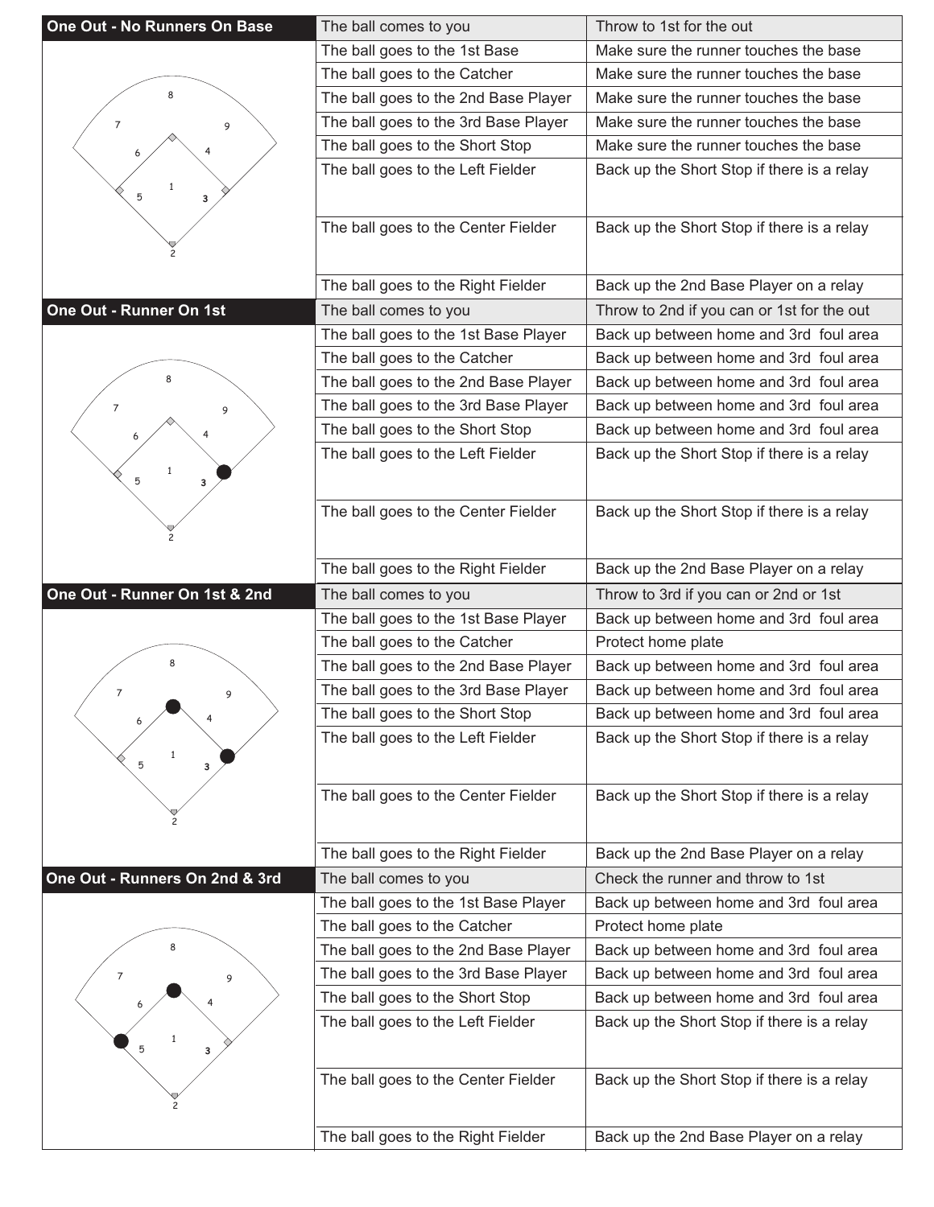## One Out - No Runners On Base

| | |
|---|---|
| The ball comes to you | Throw to 1st for the out |
| The ball goes to the 1st Base | Make sure the runner touches the base |
| The ball goes to the Catcher | Make sure the runner touches the base |
| The ball goes to the 2nd Base Player | Make sure the runner touches the base |
| The ball goes to the 3rd Base Player | Make sure the runner touches the base |
| The ball goes to the Short Stop | Make sure the runner touches the base |
| The ball goes to the Left Fielder | Back up the Short Stop if there is a relay |
| The ball goes to the Center Fielder | Back up the Short Stop if there is a relay |
| The ball goes to the Right Fielder | Back up the 2nd Base Player on a relay |

## One Out - Runner On 1st

| | |
|---|---|
| The ball comes to you | Throw to 2nd if you can or 1st for the out |
| The ball goes to the 1st Base Player | Back up between home and 3rd foul area |
| The ball goes to the Catcher | Back up between home and 3rd foul area |
| The ball goes to the 2nd Base Player | Back up between home and 3rd foul area |
| The ball goes to the 3rd Base Player | Back up between home and 3rd foul area |
| The ball goes to the Short Stop | Back up between home and 3rd foul area |
| The ball goes to the Left Fielder | Back up the Short Stop if there is a relay |
| The ball goes to the Center Fielder | Back up the Short Stop if there is a relay |
| The ball goes to the Right Fielder | Back up the 2nd Base Player on a relay |

## One Out - Runner On 1st & 2nd

| | |
|---|---|
| The ball comes to you | Throw to 3rd if you can or 2nd or 1st |
| The ball goes to the 1st Base Player | Back up between home and 3rd foul area |
| The ball goes to the Catcher | Protect home plate |
| The ball goes to the 2nd Base Player | Back up between home and 3rd foul area |
| The ball goes to the 3rd Base Player | Back up between home and 3rd foul area |
| The ball goes to the Short Stop | Back up between home and 3rd foul area |
| The ball goes to the Left Fielder | Back up the Short Stop if there is a relay |
| The ball goes to the Center Fielder | Back up the Short Stop if there is a relay |
| The ball goes to the Right Fielder | Back up the 2nd Base Player on a relay |

## One Out - Runners On 2nd & 3rd

| | |
|---|---|
| The ball comes to you | Check the runner and throw to 1st |
| The ball goes to the 1st Base Player | Back up between home and 3rd foul area |
| The ball goes to the Catcher | Protect home plate |
| The ball goes to the 2nd Base Player | Back up between home and 3rd foul area |
| The ball goes to the 3rd Base Player | Back up between home and 3rd foul area |
| The ball goes to the Short Stop | Back up between home and 3rd foul area |
| The ball goes to the Left Fielder | Back up the Short Stop if there is a relay |
| The ball goes to the Center Fielder | Back up the Short Stop if there is a relay |
| The ball goes to the Right Fielder | Back up the 2nd Base Player on a relay |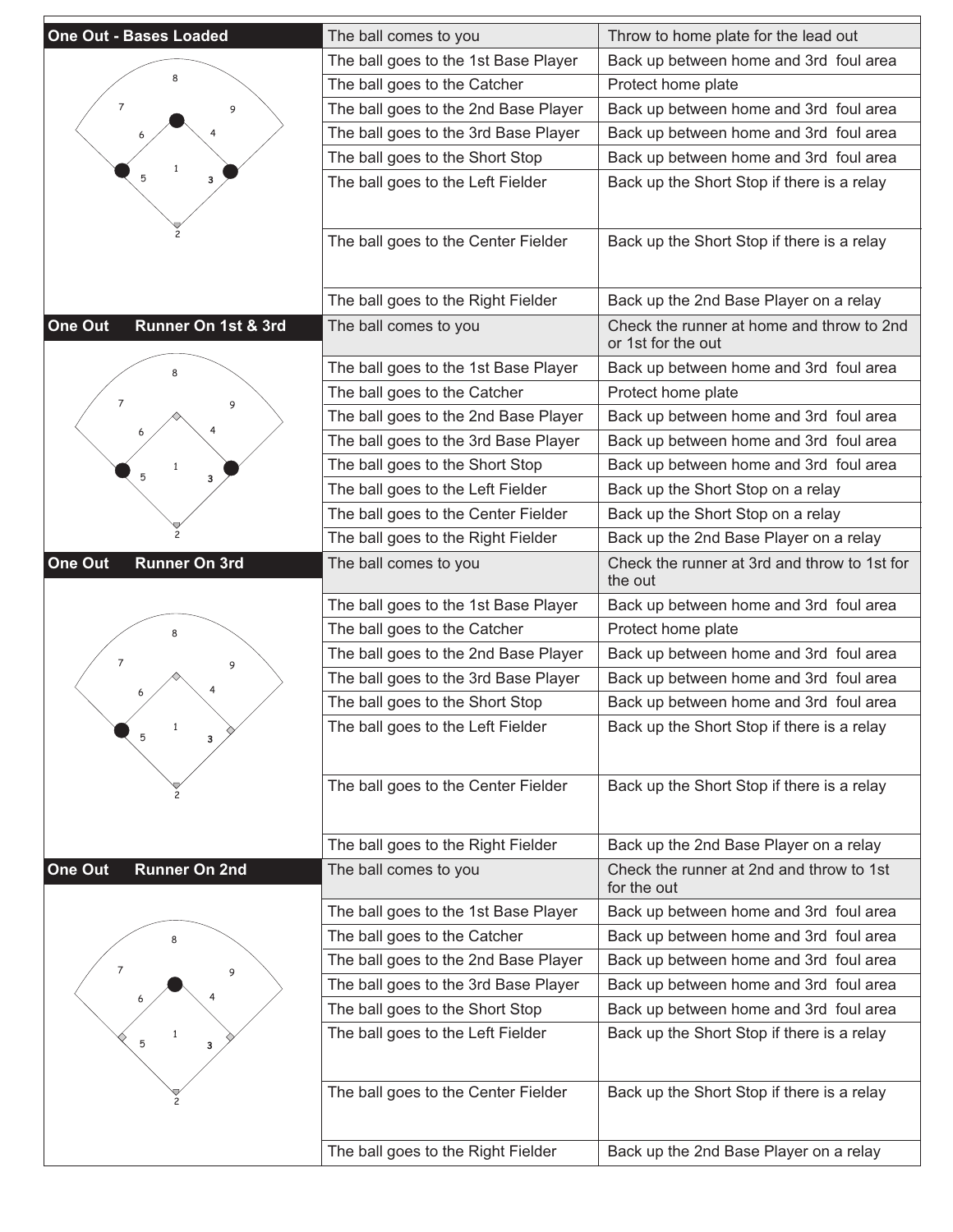| One Out - Bases Loaded | The ball comes to you | Throw to home plate for the lead out |
|---|---|---|
| | The ball goes to the 1st Base Player | Back up between home and 3rd foul area |
| | The ball goes to the Catcher | Protect home plate |
| | The ball goes to the 2nd Base Player | Back up between home and 3rd foul area |
| | The ball goes to the 3rd Base Player | Back up between home and 3rd foul area |
| | The ball goes to the Short Stop | Back up between home and 3rd foul area |
| | The ball goes to the Left Fielder | Back up the Short Stop if there is a relay |
| | The ball goes to the Center Fielder | Back up the Short Stop if there is a relay |
| | The ball goes to the Right Fielder | Back up the 2nd Base Player on a relay |
| **One Out Runner On 1st & 3rd** | The ball comes to you | Check the runner at home and throw to 2nd or 1st for the out |
| | The ball goes to the 1st Base Player | Back up between home and 3rd foul area |
| | The ball goes to the Catcher | Protect home plate |
| | The ball goes to the 2nd Base Player | Back up between home and 3rd foul area |
| | The ball goes to the 3rd Base Player | Back up between home and 3rd foul area |
| | The ball goes to the Short Stop | Back up between home and 3rd foul area |
| | The ball goes to the Left Fielder | Back up the Short Stop on a relay |
| | The ball goes to the Center Fielder | Back up the Short Stop on a relay |
| | The ball goes to the Right Fielder | Back up the 2nd Base Player on a relay |
| **One Out Runner On 3rd** | The ball comes to you | Check the runner at 3rd and throw to 1st for the out |
| | The ball goes to the 1st Base Player | Back up between home and 3rd foul area |
| | The ball goes to the Catcher | Protect home plate |
| | The ball goes to the 2nd Base Player | Back up between home and 3rd foul area |
| | The ball goes to the 3rd Base Player | Back up between home and 3rd foul area |
| | The ball goes to the Short Stop | Back up between home and 3rd foul area |
| | The ball goes to the Left Fielder | Back up the Short Stop if there is a relay |
| | The ball goes to the Center Fielder | Back up the Short Stop if there is a relay |
| | The ball goes to the Right Fielder | Back up the 2nd Base Player on a relay |
| **One Out Runner On 2nd** | The ball comes to you | Check the runner at 2nd and throw to 1st for the out |
| | The ball goes to the 1st Base Player | Back up between home and 3rd foul area |
| | The ball goes to the Catcher | Back up between home and 3rd foul area |
| | The ball goes to the 2nd Base Player | Back up between home and 3rd foul area |
| | The ball goes to the 3rd Base Player | Back up between home and 3rd foul area |
| | The ball goes to the Short Stop | Back up between home and 3rd foul area |
| | The ball goes to the Left Fielder | Back up the Short Stop if there is a relay |
| | The ball goes to the Center Fielder | Back up the Short Stop if there is a relay |
| | The ball goes to the Right Fielder | Back up the 2nd Base Player on a relay |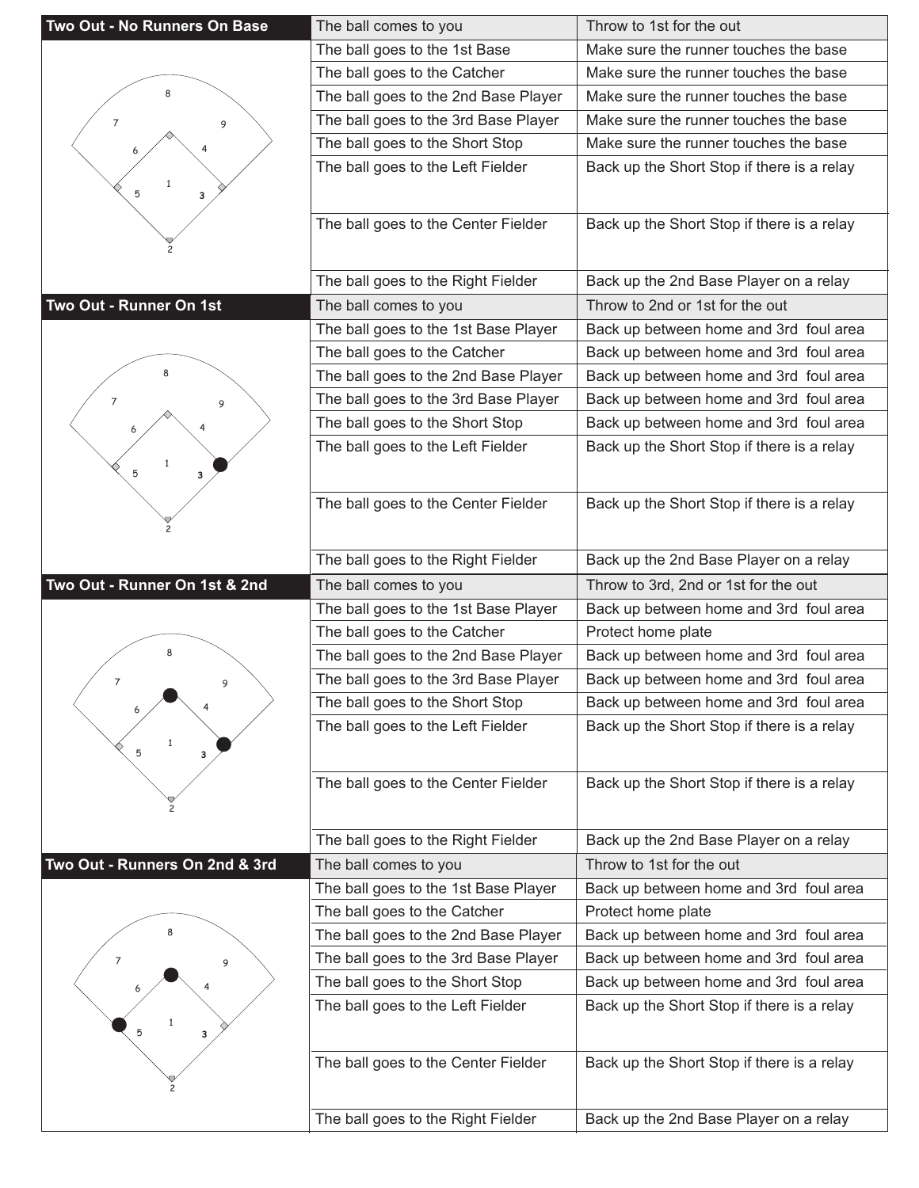| Two Out - No Runners On Base | The ball comes to you | Throw to 1st for the out |
|---|---|---|
| | The ball goes to the 1st Base | Make sure the runner touches the base |
| | The ball goes to the Catcher | Make sure the runner touches the base |
| | The ball goes to the 2nd Base Player | Make sure the runner touches the base |
| | The ball goes to the 3rd Base Player | Make sure the runner touches the base |
| | The ball goes to the Short Stop | Make sure the runner touches the base |
| | The ball goes to the Left Fielder | Back up the Short Stop if there is a relay |
| | The ball goes to the Center Fielder | Back up the Short Stop if there is a relay |
| | The ball goes to the Right Fielder | Back up the 2nd Base Player on a relay |

| Two Out - Runner On 1st | The ball comes to you | Throw to 2nd or 1st for the out |
|---|---|---|
| | The ball goes to the 1st Base Player | Back up between home and 3rd foul area |
| | The ball goes to the Catcher | Back up between home and 3rd foul area |
| | The ball goes to the 2nd Base Player | Back up between home and 3rd foul area |
| | The ball goes to the 3rd Base Player | Back up between home and 3rd foul area |
| | The ball goes to the Short Stop | Back up between home and 3rd foul area |
| | The ball goes to the Left Fielder | Back up the Short Stop if there is a relay |
| | The ball goes to the Center Fielder | Back up the Short Stop if there is a relay |
| | The ball goes to the Right Fielder | Back up the 2nd Base Player on a relay |

| Two Out - Runner On 1st & 2nd | The ball comes to you | Throw to 3rd, 2nd or 1st for the out |
|---|---|---|
| | The ball goes to the 1st Base Player | Back up between home and 3rd foul area |
| | The ball goes to the Catcher | Protect home plate |
| | The ball goes to the 2nd Base Player | Back up between home and 3rd foul area |
| | The ball goes to the 3rd Base Player | Back up between home and 3rd foul area |
| | The ball goes to the Short Stop | Back up between home and 3rd foul area |
| | The ball goes to the Left Fielder | Back up the Short Stop if there is a relay |
| | The ball goes to the Center Fielder | Back up the Short Stop if there is a relay |
| | The ball goes to the Right Fielder | Back up the 2nd Base Player on a relay |

| Two Out - Runners On 2nd & 3rd | The ball comes to you | Throw to 1st for the out |
|---|---|---|
| | The ball goes to the 1st Base Player | Back up between home and 3rd foul area |
| | The ball goes to the Catcher | Protect home plate |
| | The ball goes to the 2nd Base Player | Back up between home and 3rd foul area |
| | The ball goes to the 3rd Base Player | Back up between home and 3rd foul area |
| | The ball goes to the Short Stop | Back up between home and 3rd foul area |
| | The ball goes to the Left Fielder | Back up the Short Stop if there is a relay |
| | The ball goes to the Center Fielder | Back up the Short Stop if there is a relay |
| | The ball goes to the Right Fielder | Back up the 2nd Base Player on a relay |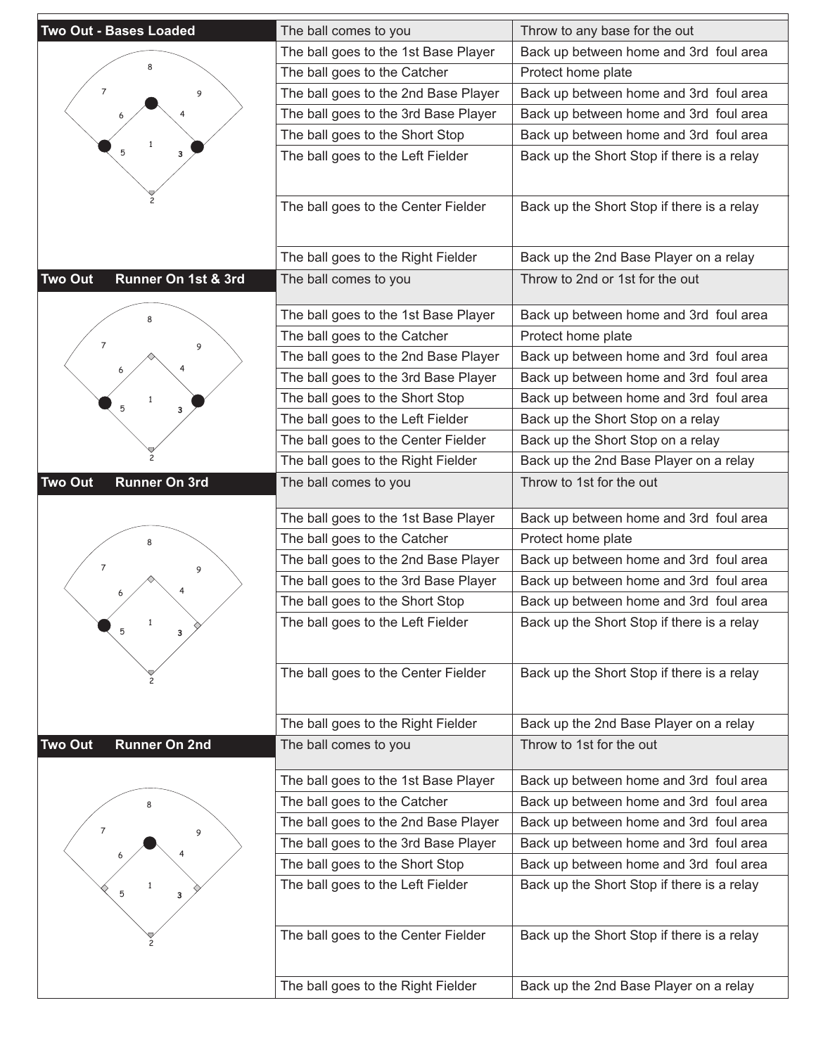| Two Out - Bases Loaded | | |
| --- | --- | --- |
| 8 7 9 6 4 1 5 3 2 | The ball comes to you | Throw to any base for the out |
| | The ball goes to the 1st Base Player | Back up between home and 3rd foul area |
| | The ball goes to the Catcher | Protect home plate |
| | The ball goes to the 2nd Base Player | Back up between home and 3rd foul area |
| | The ball goes to the 3rd Base Player | Back up between home and 3rd foul area |
| | The ball goes to the Short Stop | Back up between home and 3rd foul area |
| | The ball goes to the Left Fielder | Back up the Short Stop if there is a relay |
| | The ball goes to the Center Fielder | Back up the Short Stop if there is a relay |
| | The ball goes to the Right Fielder | Back up the 2nd Base Player on a relay |
| **Two Out Runner On 1st & 3rd** | The ball comes to you | Throw to 2nd or 1st for the out |
| 8 7 9 6 4 1 5 3 2 | The ball goes to the 1st Base Player | Back up between home and 3rd foul area |
| | The ball goes to the Catcher | Protect home plate |
| | The ball goes to the 2nd Base Player | Back up between home and 3rd foul area |
| | The ball goes to the 3rd Base Player | Back up between home and 3rd foul area |
| | The ball goes to the Short Stop | Back up between home and 3rd foul area |
| | The ball goes to the Left Fielder | Back up the Short Stop on a relay |
| | The ball goes to the Center Fielder | Back up the Short Stop on a relay |
| | The ball goes to the Right Fielder | Back up the 2nd Base Player on a relay |
| **Two Out Runner On 3rd** | The ball comes to you | Throw to 1st for the out |
| 8 7 9 6 4 1 5 3 2 | The ball goes to the 1st Base Player | Back up between home and 3rd foul area |
| | The ball goes to the Catcher | Protect home plate |
| | The ball goes to the 2nd Base Player | Back up between home and 3rd foul area |
| | The ball goes to the 3rd Base Player | Back up between home and 3rd foul area |
| | The ball goes to the Short Stop | Back up between home and 3rd foul area |
| | The ball goes to the Left Fielder | Back up the Short Stop if there is a relay |
| | The ball goes to the Center Fielder | Back up the Short Stop if there is a relay |
| | The ball goes to the Right Fielder | Back up the 2nd Base Player on a relay |
| **Two Out Runner On 2nd** | The ball comes to you | Throw to 1st for the out |
| 8 7 9 6 4 1 5 3 2 | The ball goes to the 1st Base Player | Back up between home and 3rd foul area |
| | The ball goes to the Catcher | Back up between home and 3rd foul area |
| | The ball goes to the 2nd Base Player | Back up between home and 3rd foul area |
| | The ball goes to the 3rd Base Player | Back up between home and 3rd foul area |
| | The ball goes to the Short Stop | Back up between home and 3rd foul area |
| | The ball goes to the Left Fielder | Back up the Short Stop if there is a relay |
| | The ball goes to the Center Fielder | Back up the Short Stop if there is a relay |
| | The ball goes to the Right Fielder | Back up the 2nd Base Player on a relay |